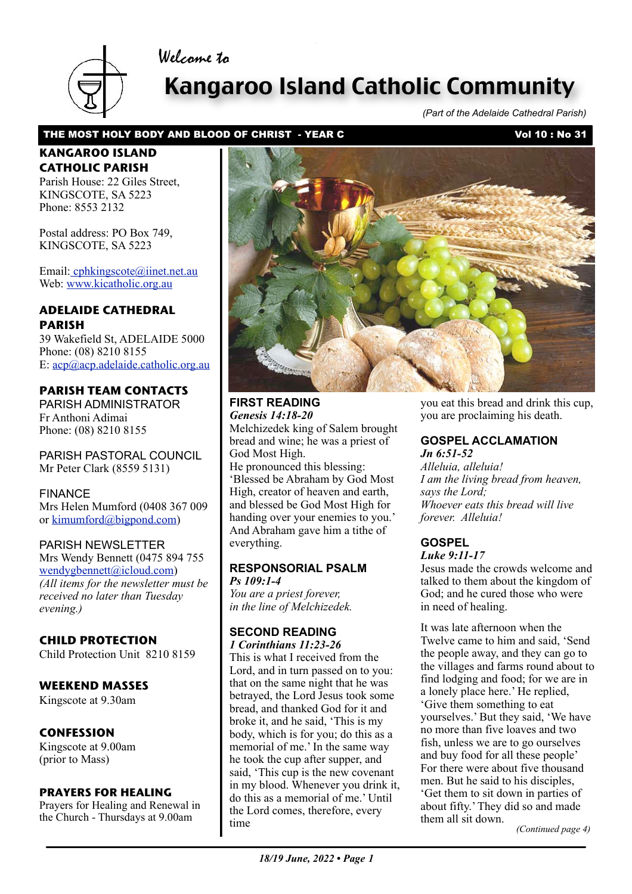Welcome to

# Kangaroo Island Catholic Community

*(Part of the Adelaide Cathedral Parish)*

**THE MOST HOLY BODY AND BLOOD OF CHRIST - YEAR C** **Vol 10 : No 31**

## KANGAROO ISLAND CATHOLIC PARISH

Parish House: 22 Giles Street, KINGSCOTE, SA 5223
Phone: 8553 2132

Postal address: PO Box 749, KINGSCOTE, SA 5223

Email: cphkingscote@iinet.net.au
Web: www.kicatholic.org.au

## ADELAIDE CATHEDRAL PARISH

39 Wakefield St, ADELAIDE 5000
Phone: (08) 8210 8155
E: acp@acp.adelaide.catholic.org.au

## PARISH TEAM CONTACTS

PARISH ADMINISTRATOR
Fr Anthoni Adimai
Phone: (08) 8210 8155

PARISH PASTORAL COUNCIL
Mr Peter Clark (8559 5131)

FINANCE
Mrs Helen Mumford (0408 367 009 or kimumford@bigpond.com)

PARISH NEWSLETTER
Mrs Wendy Bennett (0475 894 755 wendygbennett@icloud.com)
*(All items for the newsletter must be received no later than Tuesday evening.)*

## CHILD PROTECTION

Child Protection Unit 8210 8159

## WEEKEND MASSES

Kingscote at 9.30am

## CONFESSION

Kingscote at 9.00am (prior to Mass)

## PRAYERS FOR HEALING

Prayers for Healing and Renewal in the Church - Thursdays at 9.00am

## FIRST READING

***Genesis 14:18-20***

Melchizedek king of Salem brought bread and wine; he was a priest of God Most High.
He pronounced this blessing: 'Blessed be Abraham by God Most High, creator of heaven and earth, and blessed be God Most High for handing over your enemies to you.' And Abraham gave him a tithe of everything.

## RESPONSORIAL PSALM

***Ps 109:1-4***

*You are a priest forever, in the line of Melchizedek.*

## SECOND READING

***1 Corinthians 11:23-26***

This is what I received from the Lord, and in turn passed on to you: that on the same night that he was betrayed, the Lord Jesus took some bread, and thanked God for it and broke it, and he said, 'This is my body, which is for you; do this as a memorial of me.' In the same way he took the cup after supper, and said, 'This cup is the new covenant in my blood. Whenever you drink it, do this as a memorial of me.' Until the Lord comes, therefore, every time you eat this bread and drink this cup, you are proclaiming his death.

## GOSPEL ACCLAMATION

***Jn 6:51-52***

*Alleluia, alleluia!*
*I am the living bread from heaven, says the Lord;*
*Whoever eats this bread will live forever. Alleluia!*

## GOSPEL

***Luke 9:11-17***

Jesus made the crowds welcome and talked to them about the kingdom of God; and he cured those who were in need of healing.

It was late afternoon when the Twelve came to him and said, 'Send the people away, and they can go to the villages and farms round about to find lodging and food; for we are in a lonely place here.' He replied, 'Give them something to eat yourselves.' But they said, 'We have no more than five loaves and two fish, unless we are to go ourselves and buy food for all these people' For there were about five thousand men. But he said to his disciples, 'Get them to sit down in parties of about fifty.' They did so and made them all sit down.

*(Continued page 4)*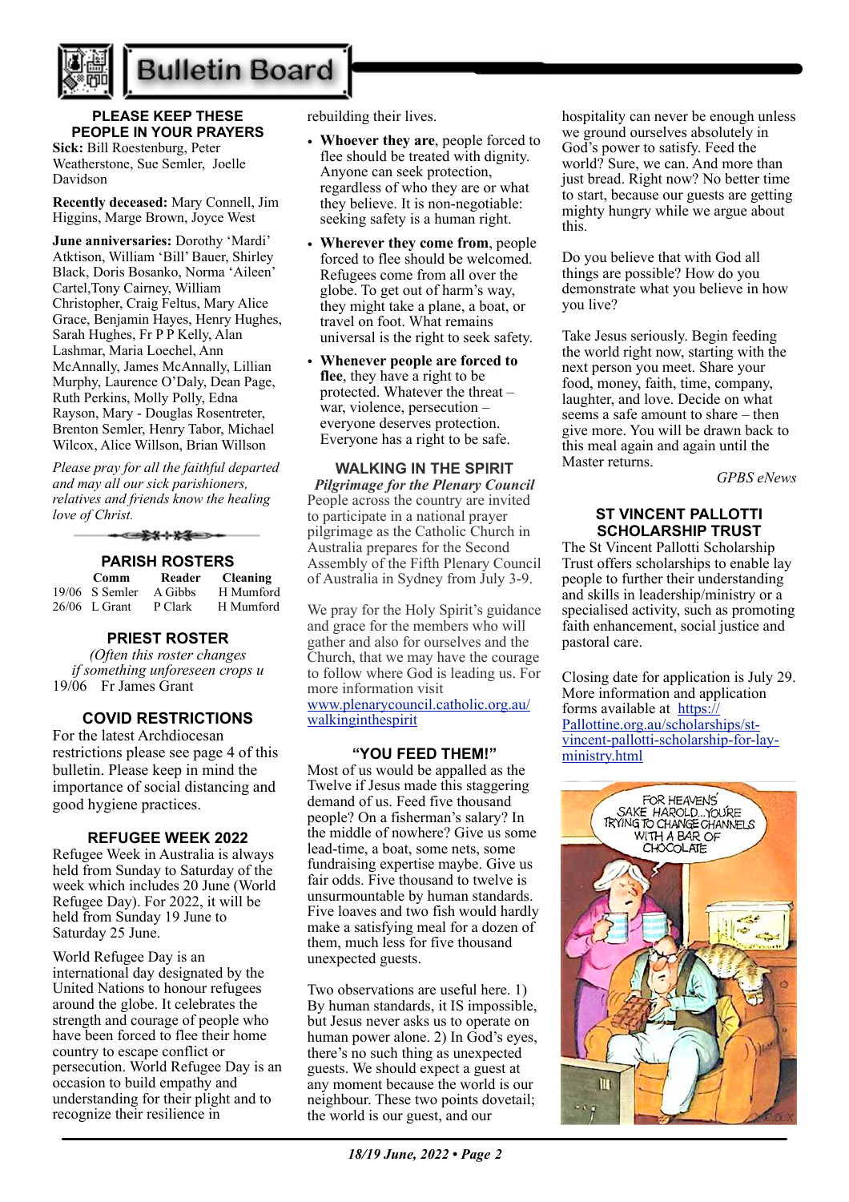# Bulletin Board

## PLEASE KEEP THESE PEOPLE IN YOUR PRAYERS

**Sick:** Bill Roestenburg, Peter Weatherstone, Sue Semler, Joelle Davidson

**Recently deceased:** Mary Connell, Jim Higgins, Marge Brown, Joyce West

**June anniversaries:** Dorothy 'Mardi' Atktison, William 'Bill' Bauer, Shirley Black, Doris Bosanko, Norma 'Aileen' Cartel,Tony Cairney, William Christopher, Craig Feltus, Mary Alice Grace, Benjamin Hayes, Henry Hughes, Sarah Hughes, Fr P P Kelly, Alan Lashmar, Maria Loechel, Ann McAnnally, James McAnnally, Lillian Murphy, Laurence O'Daly, Dean Page, Ruth Perkins, Molly Polly, Edna Rayson, Mary - Douglas Rosentreter, Brenton Semler, Henry Tabor, Michael Wilcox, Alice Willson, Brian Willson

*Please pray for all the faithful departed and may all our sick parishioners, relatives and friends know the healing love of Christ.*

## PARISH ROSTERS

| | Comm | Reader | Cleaning |
|---|---|---|---|
| 19/06 | S Semler | A Gibbs | H Mumford |
| 26/06 | L Grant | P Clark | H Mumford |

## PRIEST ROSTER

*(Often this roster changes if something unforeseen crops u*

19/06 Fr James Grant

## COVID RESTRICTIONS

For the latest Archdiocesan restrictions please see page 4 of this bulletin. Please keep in mind the importance of social distancing and good hygiene practices.

## REFUGEE WEEK 2022

Refugee Week in Australia is always held from Sunday to Saturday of the week which includes 20 June (World Refugee Day). For 2022, it will be held from Sunday 19 June to Saturday 25 June.

World Refugee Day is an international day designated by the United Nations to honour refugees around the globe. It celebrates the strength and courage of people who have been forced to flee their home country to escape conflict or persecution. World Refugee Day is an occasion to build empathy and understanding for their plight and to recognize their resilience in rebuilding their lives.

- **Whoever they are**, people forced to flee should be treated with dignity. Anyone can seek protection, regardless of who they are or what they believe. It is non-negotiable: seeking safety is a human right.
- **Wherever they come from**, people forced to flee should be welcomed. Refugees come from all over the globe. To get out of harm's way, they might take a plane, a boat, or travel on foot. What remains universal is the right to seek safety.
- **Whenever people are forced to flee**, they have a right to be protected. Whatever the threat – war, violence, persecution – everyone deserves protection. Everyone has a right to be safe.

## WALKING IN THE SPIRIT

***Pilgrimage for the Plenary Council***

People across the country are invited to participate in a national prayer pilgrimage as the Catholic Church in Australia prepares for the Second Assembly of the Fifth Plenary Council of Australia in Sydney from July 3-9.

We pray for the Holy Spirit's guidance and grace for the members who will gather and also for ourselves and the Church, that we may have the courage to follow where God is leading us. For more information visit www.plenarycouncil.catholic.org.au/walkinginthespirit

## "YOU FEED THEM!"

Most of us would be appalled as the Twelve if Jesus made this staggering demand of us. Feed five thousand people? On a fisherman's salary? In the middle of nowhere? Give us some lead-time, a boat, some nets, some fundraising expertise maybe. Give us fair odds. Five thousand to twelve is unsurmountable by human standards. Five loaves and two fish would hardly make a satisfying meal for a dozen of them, much less for five thousand unexpected guests.

Two observations are useful here. 1) By human standards, it IS impossible, but Jesus never asks us to operate on human power alone. 2) In God's eyes, there's no such thing as unexpected guests. We should expect a guest at any moment because the world is our neighbour. These two points dovetail; the world is our guest, and our hospitality can never be enough unless we ground ourselves absolutely in God's power to satisfy. Feed the world? Sure, we can. And more than just bread. Right now? No better time to start, because our guests are getting mighty hungry while we argue about this.

Do you believe that with God all things are possible? How do you demonstrate what you believe in how you live?

Take Jesus seriously. Begin feeding the world right now, starting with the next person you meet. Share your food, money, faith, time, company, laughter, and love. Decide on what seems a safe amount to share – then give more. You will be drawn back to this meal again and again until the Master returns.

*GPBS eNews*

## ST VINCENT PALLOTTI SCHOLARSHIP TRUST

The St Vincent Pallotti Scholarship Trust offers scholarships to enable lay people to further their understanding and skills in leadership/ministry or a specialised activity, such as promoting faith enhancement, social justice and pastoral care.

Closing date for application is July 29. More information and application forms available at https://Pallottine.org.au/scholarships/st-vincent-pallotti-scholarship-for-lay-ministry.html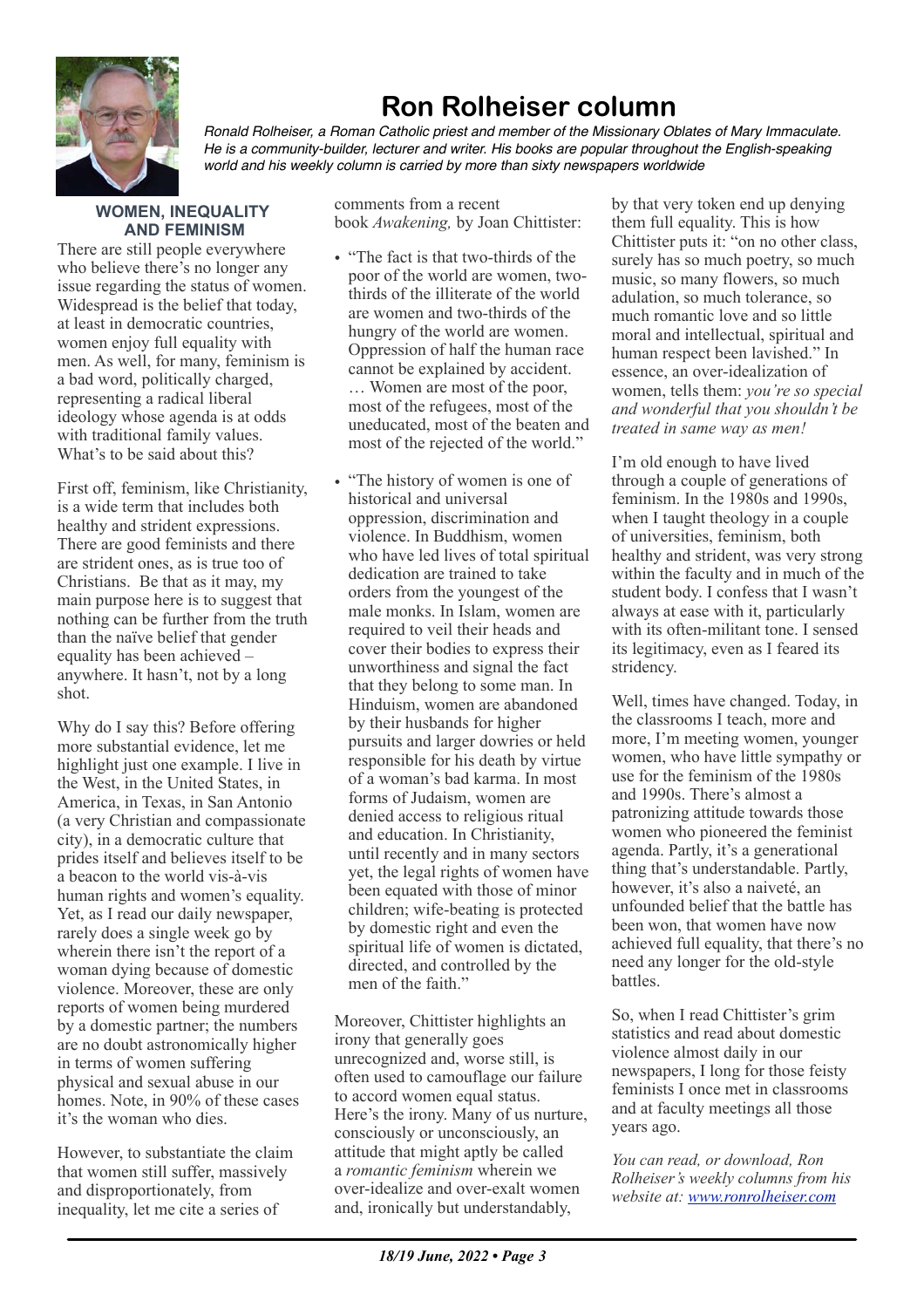# Ron Rolheiser column

*Ronald Rolheiser, a Roman Catholic priest and member of the Missionary Oblates of Mary Immaculate. He is a community-builder, lecturer and writer. His books are popular throughout the English-speaking world and his weekly column is carried by more than sixty newspapers worldwide*

## WOMEN, INEQUALITY AND FEMINISM

There are still people everywhere who believe there's no longer any issue regarding the status of women. Widespread is the belief that today, at least in democratic countries, women enjoy full equality with men. As well, for many, feminism is a bad word, politically charged, representing a radical liberal ideology whose agenda is at odds with traditional family values. What's to be said about this?

First off, feminism, like Christianity, is a wide term that includes both healthy and strident expressions. There are good feminists and there are strident ones, as is true too of Christians. Be that as it may, my main purpose here is to suggest that nothing can be further from the truth than the naïve belief that gender equality has been achieved – anywhere. It hasn't, not by a long shot.

Why do I say this? Before offering more substantial evidence, let me highlight just one example. I live in the West, in the United States, in America, in Texas, in San Antonio (a very Christian and compassionate city), in a democratic culture that prides itself and believes itself to be a beacon to the world vis-à-vis human rights and women's equality. Yet, as I read our daily newspaper, rarely does a single week go by wherein there isn't the report of a woman dying because of domestic violence. Moreover, these are only reports of women being murdered by a domestic partner; the numbers are no doubt astronomically higher in terms of women suffering physical and sexual abuse in our homes. Note, in 90% of these cases it's the woman who dies.

However, to substantiate the claim that women still suffer, massively and disproportionately, from inequality, let me cite a series of comments from a recent book *Awakening,* by Joan Chittister:

- "The fact is that two-thirds of the poor of the world are women, two-thirds of the illiterate of the world are women and two-thirds of the hungry of the world are women. Oppression of half the human race cannot be explained by accident. … Women are most of the poor, most of the refugees, most of the uneducated, most of the beaten and most of the rejected of the world."
- "The history of women is one of historical and universal oppression, discrimination and violence. In Buddhism, women who have led lives of total spiritual dedication are trained to take orders from the youngest of the male monks. In Islam, women are required to veil their heads and cover their bodies to express their unworthiness and signal the fact that they belong to some man. In Hinduism, women are abandoned by their husbands for higher pursuits and larger dowries or held responsible for his death by virtue of a woman's bad karma. In most forms of Judaism, women are denied access to religious ritual and education. In Christianity, until recently and in many sectors yet, the legal rights of women have been equated with those of minor children; wife-beating is protected by domestic right and even the spiritual life of women is dictated, directed, and controlled by the men of the faith."

Moreover, Chittister highlights an irony that generally goes unrecognized and, worse still, is often used to camouflage our failure to accord women equal status. Here's the irony. Many of us nurture, consciously or unconsciously, an attitude that might aptly be called a *romantic feminism* wherein we over-idealize and over-exalt women and, ironically but understandably, by that very token end up denying them full equality. This is how Chittister puts it: "on no other class, surely has so much poetry, so much music, so many flowers, so much adulation, so much tolerance, so much romantic love and so little moral and intellectual, spiritual and human respect been lavished." In essence, an over-idealization of women, tells them: *you're so special and wonderful that you shouldn't be treated in same way as men!*

I'm old enough to have lived through a couple of generations of feminism. In the 1980s and 1990s, when I taught theology in a couple of universities, feminism, both healthy and strident, was very strong within the faculty and in much of the student body. I confess that I wasn't always at ease with it, particularly with its often-militant tone. I sensed its legitimacy, even as I feared its stridency.

Well, times have changed. Today, in the classrooms I teach, more and more, I'm meeting women, younger women, who have little sympathy or use for the feminism of the 1980s and 1990s. There's almost a patronizing attitude towards those women who pioneered the feminist agenda. Partly, it's a generational thing that's understandable. Partly, however, it's also a naiveté, an unfounded belief that the battle has been won, that women have now achieved full equality, that there's no need any longer for the old-style battles.

So, when I read Chittister's grim statistics and read about domestic violence almost daily in our newspapers, I long for those feisty feminists I once met in classrooms and at faculty meetings all those years ago.

*You can read, or download, Ron Rolheiser's weekly columns from his website at: [www.ronrolheiser.com](www.ronrolheiser.com)*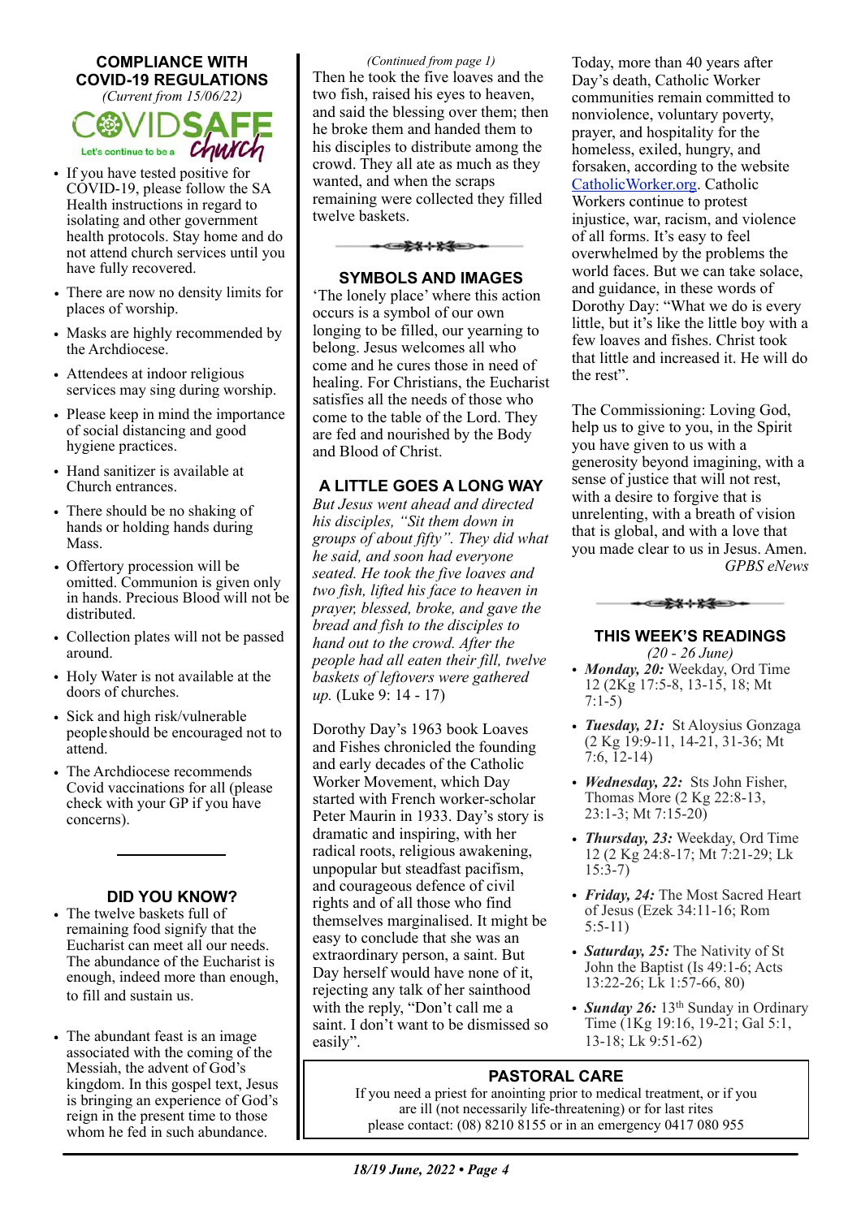## COMPLIANCE WITH COVID-19 REGULATIONS

*(Current from 15/06/22)*

COVIDSAFE Let's continue to be a church

- If you have tested positive for COVID-19, please follow the SA Health instructions in regard to isolating and other government health protocols. Stay home and do not attend church services until you have fully recovered.
- There are now no density limits for places of worship.
- Masks are highly recommended by the Archdiocese.
- Attendees at indoor religious services may sing during worship.
- Please keep in mind the importance of social distancing and good hygiene practices.
- Hand sanitizer is available at Church entrances.
- There should be no shaking of hands or holding hands during Mass.
- Offertory procession will be omitted. Communion is given only in hands. Precious Blood will not be distributed.
- Collection plates will not be passed around.
- Holy Water is not available at the doors of churches.
- Sick and high risk/vulnerable people should be encouraged not to attend.
- The Archdiocese recommends Covid vaccinations for all (please check with your GP if you have concerns).

## DID YOU KNOW?

- The twelve baskets full of remaining food signify that the Eucharist can meet all our needs. The abundance of the Eucharist is enough, indeed more than enough, to fill and sustain us.
- The abundant feast is an image associated with the coming of the Messiah, the advent of God's kingdom. In this gospel text, Jesus is bringing an experience of God's reign in the present time to those whom he fed in such abundance.

*(Continued from page 1)*

Then he took the five loaves and the two fish, raised his eyes to heaven, and said the blessing over them; then he broke them and handed them to his disciples to distribute among the crowd. They all ate as much as they wanted, and when the scraps remaining were collected they filled twelve baskets.

## SYMBOLS AND IMAGES

'The lonely place' where this action occurs is a symbol of our own longing to be filled, our yearning to belong. Jesus welcomes all who come and he cures those in need of healing. For Christians, the Eucharist satisfies all the needs of those who come to the table of the Lord. They are fed and nourished by the Body and Blood of Christ.

## A LITTLE GOES A LONG WAY

*But Jesus went ahead and directed his disciples, "Sit them down in groups of about fifty". They did what he said, and soon had everyone seated. He took the five loaves and two fish, lifted his face to heaven in prayer, blessed, broke, and gave the bread and fish to the disciples to hand out to the crowd. After the people had all eaten their fill, twelve baskets of leftovers were gathered up.* (Luke 9: 14 - 17)

Dorothy Day's 1963 book Loaves and Fishes chronicled the founding and early decades of the Catholic Worker Movement, which Day started with French worker-scholar Peter Maurin in 1933. Day's story is dramatic and inspiring, with her radical roots, religious awakening, unpopular but steadfast pacifism, and courageous defence of civil rights and of all those who find themselves marginalised. It might be easy to conclude that she was an extraordinary person, a saint. But Day herself would have none of it, rejecting any talk of her sainthood with the reply, "Don't call me a saint. I don't want to be dismissed so easily".

Today, more than 40 years after Day's death, Catholic Worker communities remain committed to nonviolence, voluntary poverty, prayer, and hospitality for the homeless, exiled, hungry, and forsaken, according to the website CatholicWorker.org. Catholic Workers continue to protest injustice, war, racism, and violence of all forms. It's easy to feel overwhelmed by the problems the world faces. But we can take solace, and guidance, in these words of Dorothy Day: "What we do is very little, but it's like the little boy with a few loaves and fishes. Christ took that little and increased it. He will do the rest".

The Commissioning: Loving God, help us to give to you, in the Spirit you have given to us with a generosity beyond imagining, with a sense of justice that will not rest, with a desire to forgive that is unrelenting, with a breath of vision that is global, and with a love that you made clear to us in Jesus. Amen.

*GPBS eNews*

## THIS WEEK'S READINGS

*(20 - 26 June)*

- ***Monday, 20:*** Weekday, Ord Time 12 (2Kg 17:5-8, 13-15, 18; Mt 7:1-5)
- ***Tuesday, 21:*** St Aloysius Gonzaga (2 Kg 19:9-11, 14-21, 31-36; Mt 7:6, 12-14)
- ***Wednesday, 22:*** Sts John Fisher, Thomas More (2 Kg 22:8-13, 23:1-3; Mt 7:15-20)
- ***Thursday, 23:*** Weekday, Ord Time 12 (2 Kg 24:8-17; Mt 7:21-29; Lk 15:3-7)
- ***Friday, 24:*** The Most Sacred Heart of Jesus (Ezek 34:11-16; Rom 5:5-11)
- ***Saturday, 25:*** The Nativity of St John the Baptist (Is 49:1-6; Acts 13:22-26; Lk 1:57-66, 80)
- ***Sunday 26:*** 13th Sunday in Ordinary Time (1Kg 19:16, 19-21; Gal 5:1, 13-18; Lk 9:51-62)

## PASTORAL CARE

If you need a priest for anointing prior to medical treatment, or if you are ill (not necessarily life-threatening) or for last rites please contact: (08) 8210 8155 or in an emergency 0417 080 955